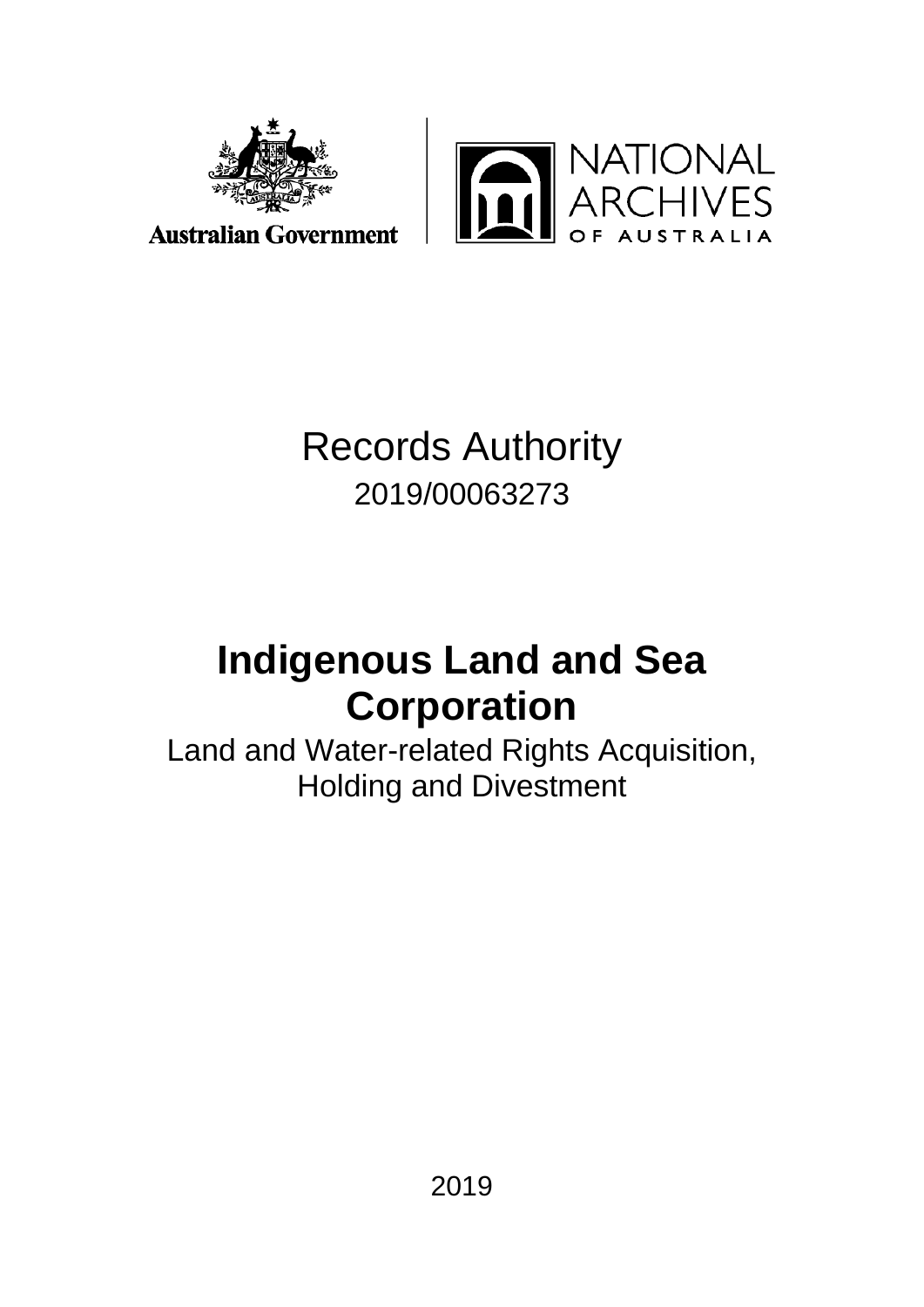Australian Government

NATIONAL ARCHIVES OF AUSTRALIA

Records Authority

2019/00063273

# Indigenous Land and Sea Corporation

Land and Water-related Rights Acquisition, Holding and Divestment

2019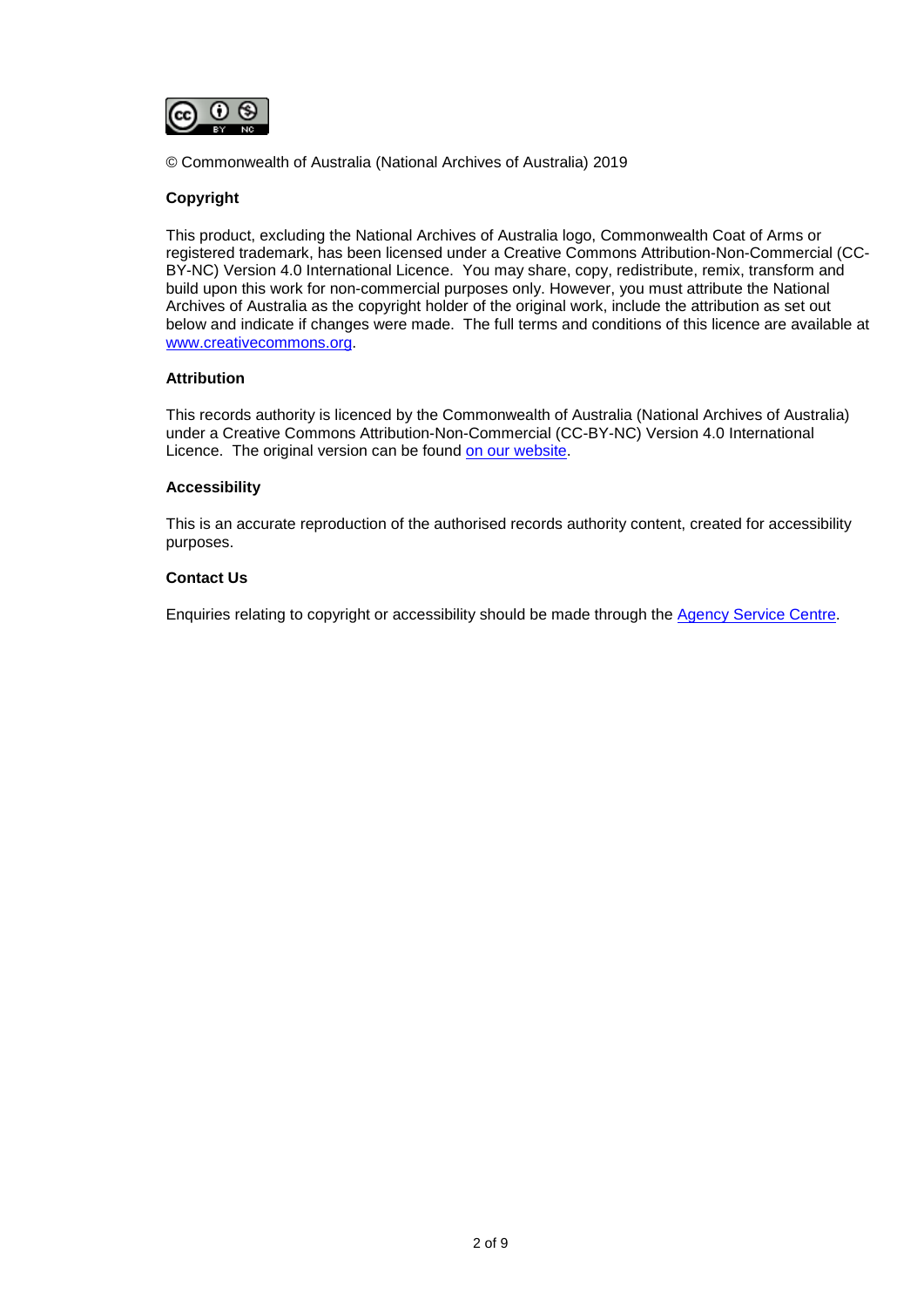© Commonwealth of Australia (National Archives of Australia) 2019

**Copyright**

This product, excluding the National Archives of Australia logo, Commonwealth Coat of Arms or registered trademark, has been licensed under a Creative Commons Attribution-Non-Commercial (CC-BY-NC) Version 4.0 International Licence. You may share, copy, redistribute, remix, transform and build upon this work for non-commercial purposes only. However, you must attribute the National Archives of Australia as the copyright holder of the original work, include the attribution as set out below and indicate if changes were made. The full terms and conditions of this licence are available at [www.creativecommons.org](www.creativecommons.org).

**Attribution**

This records authority is licenced by the Commonwealth of Australia (National Archives of Australia) under a Creative Commons Attribution-Non-Commercial (CC-BY-NC) Version 4.0 International Licence. The original version can be found on our website.

**Accessibility**

This is an accurate reproduction of the authorised records authority content, created for accessibility purposes.

**Contact Us**

Enquiries relating to copyright or accessibility should be made through the Agency Service Centre.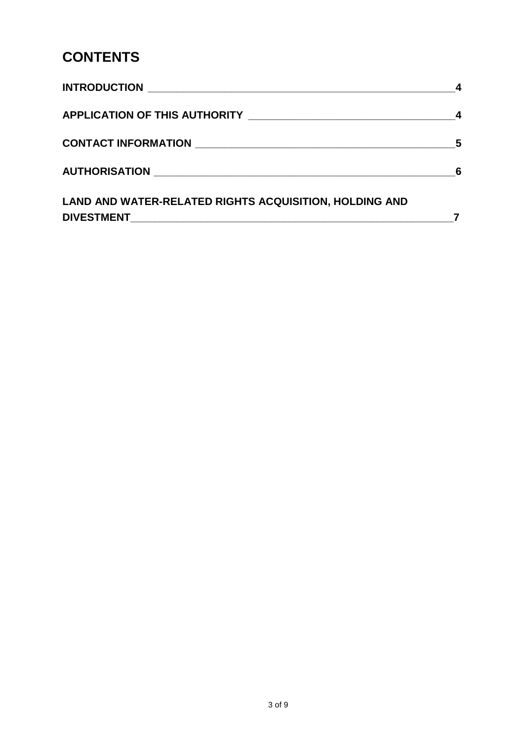# CONTENTS

| | |
|---|---|
| **INTRODUCTION** | **4** |
| **APPLICATION OF THIS AUTHORITY** | **4** |
| **CONTACT INFORMATION** | **5** |
| **AUTHORISATION** | **6** |
| **LAND AND WATER-RELATED RIGHTS ACQUISITION, HOLDING AND DIVESTMENT** | **7** |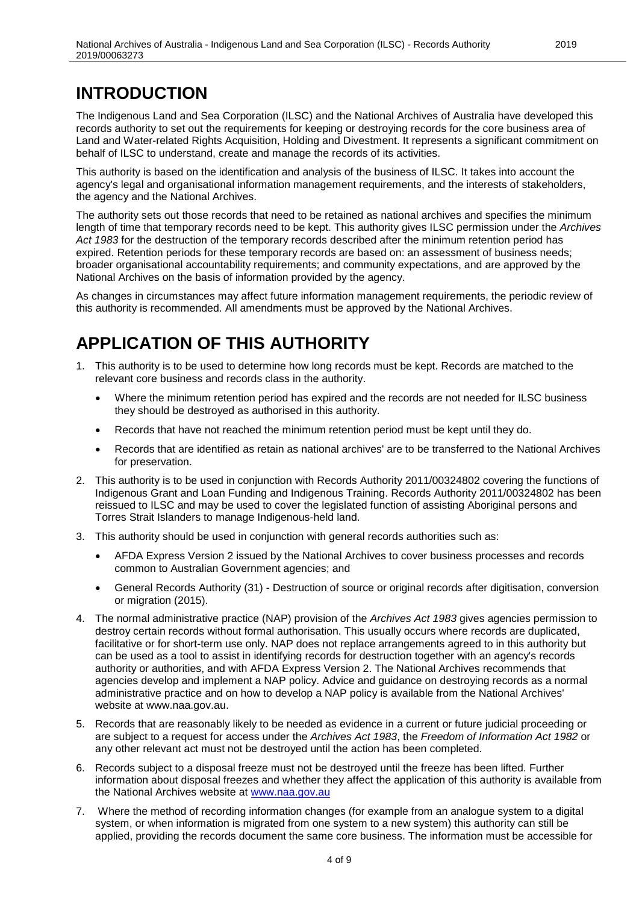# INTRODUCTION

The Indigenous Land and Sea Corporation (ILSC) and the National Archives of Australia have developed this records authority to set out the requirements for keeping or destroying records for the core business area of Land and Water-related Rights Acquisition, Holding and Divestment. It represents a significant commitment on behalf of ILSC to understand, create and manage the records of its activities.

This authority is based on the identification and analysis of the business of ILSC. It takes into account the agency's legal and organisational information management requirements, and the interests of stakeholders, the agency and the National Archives.

The authority sets out those records that need to be retained as national archives and specifies the minimum length of time that temporary records need to be kept. This authority gives ILSC permission under the *Archives Act 1983* for the destruction of the temporary records described after the minimum retention period has expired. Retention periods for these temporary records are based on: an assessment of business needs; broader organisational accountability requirements; and community expectations, and are approved by the National Archives on the basis of information provided by the agency.

As changes in circumstances may affect future information management requirements, the periodic review of this authority is recommended. All amendments must be approved by the National Archives.

# APPLICATION OF THIS AUTHORITY

1. This authority is to be used to determine how long records must be kept. Records are matched to the relevant core business and records class in the authority.
   - Where the minimum retention period has expired and the records are not needed for ILSC business they should be destroyed as authorised in this authority.
   - Records that have not reached the minimum retention period must be kept until they do.
   - Records that are identified as retain as national archives' are to be transferred to the National Archives for preservation.
2. This authority is to be used in conjunction with Records Authority 2011/00324802 covering the functions of Indigenous Grant and Loan Funding and Indigenous Training. Records Authority 2011/00324802 has been reissued to ILSC and may be used to cover the legislated function of assisting Aboriginal persons and Torres Strait Islanders to manage Indigenous-held land.
3. This authority should be used in conjunction with general records authorities such as:
   - AFDA Express Version 2 issued by the National Archives to cover business processes and records common to Australian Government agencies; and
   - General Records Authority (31) - Destruction of source or original records after digitisation, conversion or migration (2015).
4. The normal administrative practice (NAP) provision of the *Archives Act 1983* gives agencies permission to destroy certain records without formal authorisation. This usually occurs where records are duplicated, facilitative or for short-term use only. NAP does not replace arrangements agreed to in this authority but can be used as a tool to assist in identifying records for destruction together with an agency's records authority or authorities, and with AFDA Express Version 2. The National Archives recommends that agencies develop and implement a NAP policy. Advice and guidance on destroying records as a normal administrative practice and on how to develop a NAP policy is available from the National Archives' website at www.naa.gov.au.
5. Records that are reasonably likely to be needed as evidence in a current or future judicial proceeding or are subject to a request for access under the *Archives Act 1983*, the *Freedom of Information Act 1982* or any other relevant act must not be destroyed until the action has been completed.
6. Records subject to a disposal freeze must not be destroyed until the freeze has been lifted. Further information about disposal freezes and whether they affect the application of this authority is available from the National Archives website at www.naa.gov.au
7. Where the method of recording information changes (for example from an analogue system to a digital system, or when information is migrated from one system to a new system) this authority can still be applied, providing the records document the same core business. The information must be accessible for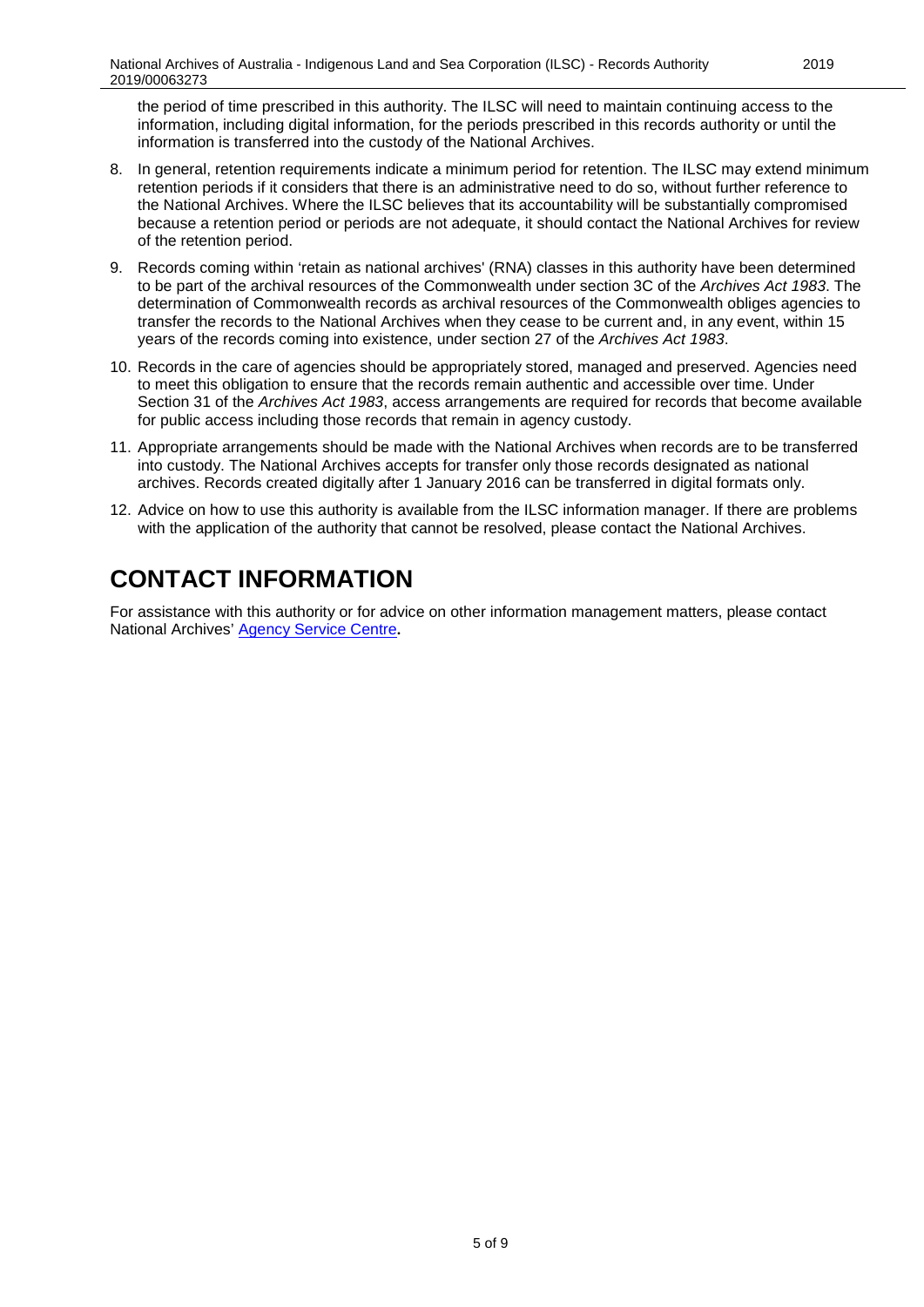the period of time prescribed in this authority. The ILSC will need to maintain continuing access to the information, including digital information, for the periods prescribed in this records authority or until the information is transferred into the custody of the National Archives.

8. In general, retention requirements indicate a minimum period for retention. The ILSC may extend minimum retention periods if it considers that there is an administrative need to do so, without further reference to the National Archives. Where the ILSC believes that its accountability will be substantially compromised because a retention period or periods are not adequate, it should contact the National Archives for review of the retention period.
9. Records coming within 'retain as national archives' (RNA) classes in this authority have been determined to be part of the archival resources of the Commonwealth under section 3C of the *Archives Act 1983*. The determination of Commonwealth records as archival resources of the Commonwealth obliges agencies to transfer the records to the National Archives when they cease to be current and, in any event, within 15 years of the records coming into existence, under section 27 of the *Archives Act 1983*.
10. Records in the care of agencies should be appropriately stored, managed and preserved. Agencies need to meet this obligation to ensure that the records remain authentic and accessible over time. Under Section 31 of the *Archives Act 1983*, access arrangements are required for records that become available for public access including those records that remain in agency custody.
11. Appropriate arrangements should be made with the National Archives when records are to be transferred into custody. The National Archives accepts for transfer only those records designated as national archives. Records created digitally after 1 January 2016 can be transferred in digital formats only.
12. Advice on how to use this authority is available from the ILSC information manager. If there are problems with the application of the authority that cannot be resolved, please contact the National Archives.

# CONTACT INFORMATION

For assistance with this authority or for advice on other information management matters, please contact National Archives' Agency Service Centre**.**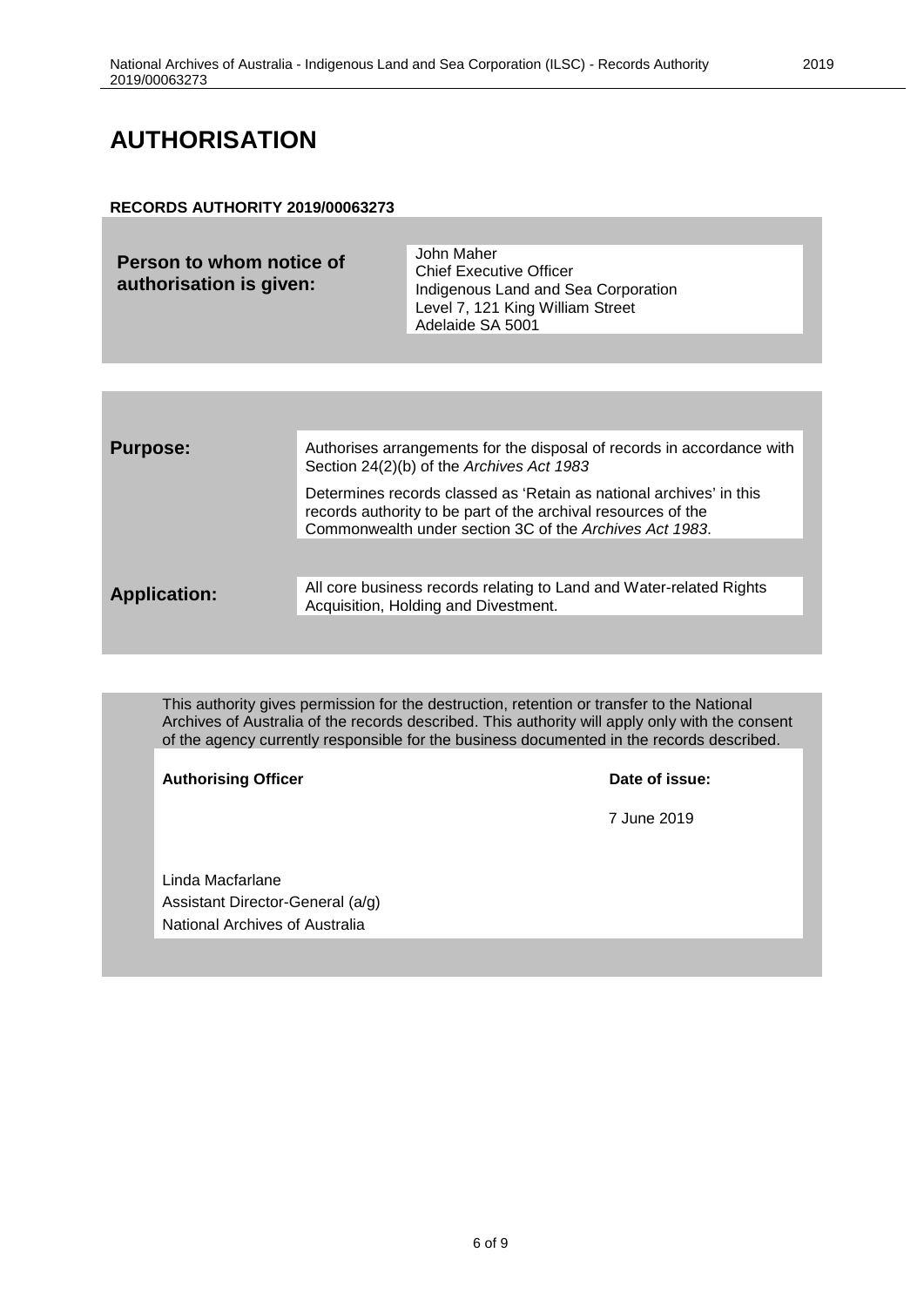# AUTHORISATION

**RECORDS AUTHORITY 2019/00063273**

| | |
|---|---|
| **Person to whom notice of authorisation is given:** | John Maher<br>Chief Executive Officer<br>Indigenous Land and Sea Corporation<br>Level 7, 121 King William Street<br>Adelaide SA 5001 |

| | |
|---|---|
| **Purpose:** | Authorises arrangements for the disposal of records in accordance with Section 24(2)(b) of the *Archives Act 1983*<br><br>Determines records classed as 'Retain as national archives' in this records authority to be part of the archival resources of the Commonwealth under section 3C of the *Archives Act 1983*. |
| **Application:** | All core business records relating to Land and Water-related Rights Acquisition, Holding and Divestment. |

This authority gives permission for the destruction, retention or transfer to the National Archives of Australia of the records described. This authority will apply only with the consent of the agency currently responsible for the business documented in the records described.

| **Authorising Officer** | **Date of issue:** |
|---|---|
| Linda Macfarlane<br>Assistant Director-General (a/g)<br>National Archives of Australia | 7 June 2019 |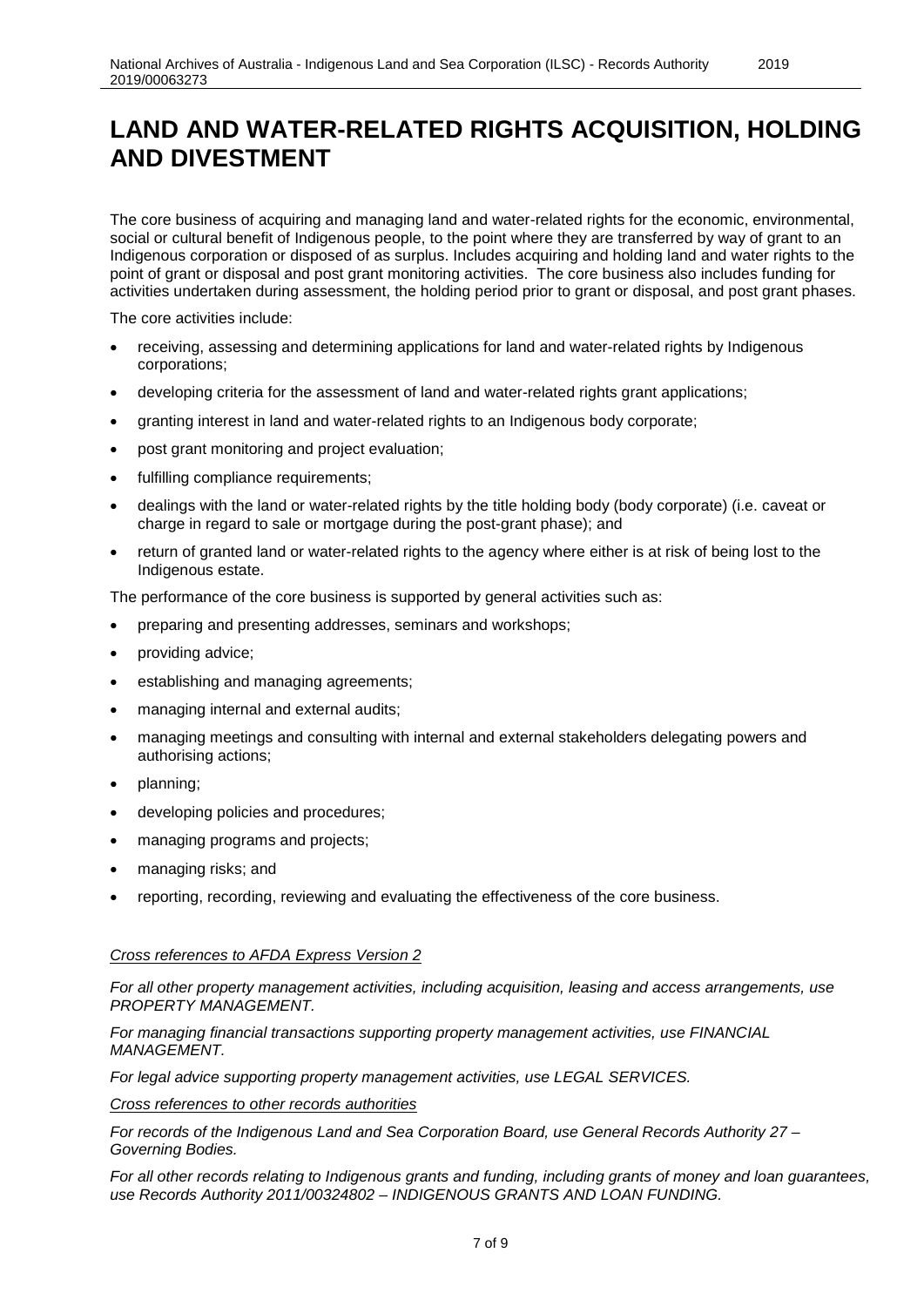# LAND AND WATER-RELATED RIGHTS ACQUISITION, HOLDING AND DIVESTMENT

The core business of acquiring and managing land and water-related rights for the economic, environmental, social or cultural benefit of Indigenous people, to the point where they are transferred by way of grant to an Indigenous corporation or disposed of as surplus. Includes acquiring and holding land and water rights to the point of grant or disposal and post grant monitoring activities. The core business also includes funding for activities undertaken during assessment, the holding period prior to grant or disposal, and post grant phases.

The core activities include:

- receiving, assessing and determining applications for land and water-related rights by Indigenous corporations;
- developing criteria for the assessment of land and water-related rights grant applications;
- granting interest in land and water-related rights to an Indigenous body corporate;
- post grant monitoring and project evaluation;
- fulfilling compliance requirements;
- dealings with the land or water-related rights by the title holding body (body corporate) (i.e. caveat or charge in regard to sale or mortgage during the post-grant phase); and
- return of granted land or water-related rights to the agency where either is at risk of being lost to the Indigenous estate.

The performance of the core business is supported by general activities such as:

- preparing and presenting addresses, seminars and workshops;
- providing advice;
- establishing and managing agreements;
- managing internal and external audits;
- managing meetings and consulting with internal and external stakeholders delegating powers and authorising actions;
- planning;
- developing policies and procedures;
- managing programs and projects;
- managing risks; and
- reporting, recording, reviewing and evaluating the effectiveness of the core business.

*Cross references to AFDA Express Version 2*

*For all other property management activities, including acquisition, leasing and access arrangements, use PROPERTY MANAGEMENT.*

*For managing financial transactions supporting property management activities, use FINANCIAL MANAGEMENT.*

*For legal advice supporting property management activities, use LEGAL SERVICES.*

*Cross references to other records authorities*

*For records of the Indigenous Land and Sea Corporation Board, use General Records Authority 27 – Governing Bodies.*

*For all other records relating to Indigenous grants and funding, including grants of money and loan guarantees, use Records Authority 2011/00324802 – INDIGENOUS GRANTS AND LOAN FUNDING.*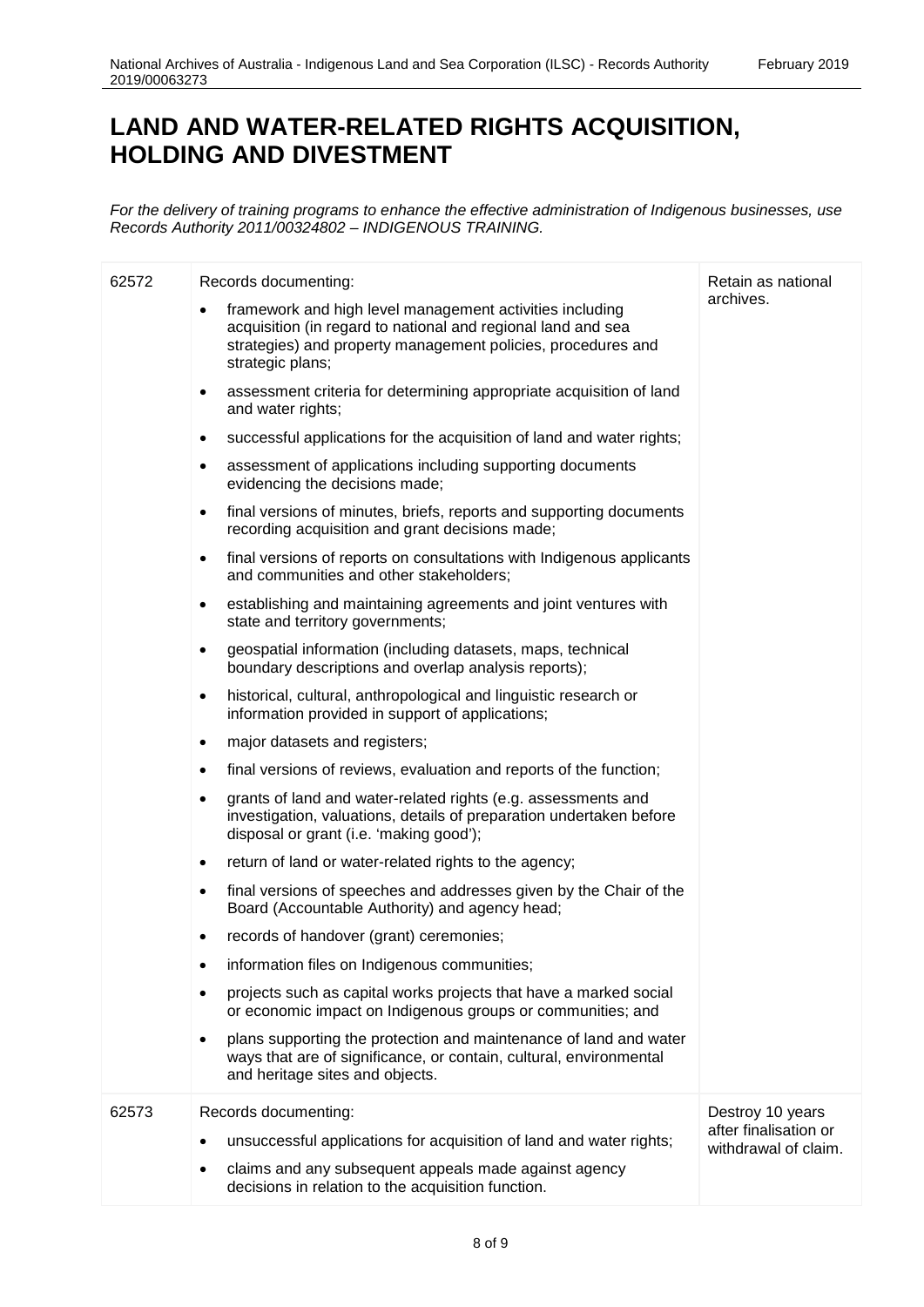# LAND AND WATER-RELATED RIGHTS ACQUISITION, HOLDING AND DIVESTMENT

*For the delivery of training programs to enhance the effective administration of Indigenous businesses, use Records Authority 2011/00324802 – INDIGENOUS TRAINING.*

| | | |
|---|---|---|
| 62572 | Records documenting:<br>• framework and high level management activities including acquisition (in regard to national and regional land and sea strategies) and property management policies, procedures and strategic plans;<br>• assessment criteria for determining appropriate acquisition of land and water rights;<br>• successful applications for the acquisition of land and water rights;<br>• assessment of applications including supporting documents evidencing the decisions made;<br>• final versions of minutes, briefs, reports and supporting documents recording acquisition and grant decisions made;<br>• final versions of reports on consultations with Indigenous applicants and communities and other stakeholders;<br>• establishing and maintaining agreements and joint ventures with state and territory governments;<br>• geospatial information (including datasets, maps, technical boundary descriptions and overlap analysis reports);<br>• historical, cultural, anthropological and linguistic research or information provided in support of applications;<br>• major datasets and registers;<br>• final versions of reviews, evaluation and reports of the function;<br>• grants of land and water-related rights (e.g. assessments and investigation, valuations, details of preparation undertaken before disposal or grant (i.e. 'making good');<br>• return of land or water-related rights to the agency;<br>• final versions of speeches and addresses given by the Chair of the Board (Accountable Authority) and agency head;<br>• records of handover (grant) ceremonies;<br>• information files on Indigenous communities;<br>• projects such as capital works projects that have a marked social or economic impact on Indigenous groups or communities; and<br>• plans supporting the protection and maintenance of land and water ways that are of significance, or contain, cultural, environmental and heritage sites and objects. | Retain as national archives. |
| 62573 | Records documenting:<br>• unsuccessful applications for acquisition of land and water rights;<br>• claims and any subsequent appeals made against agency decisions in relation to the acquisition function. | Destroy 10 years after finalisation or withdrawal of claim. |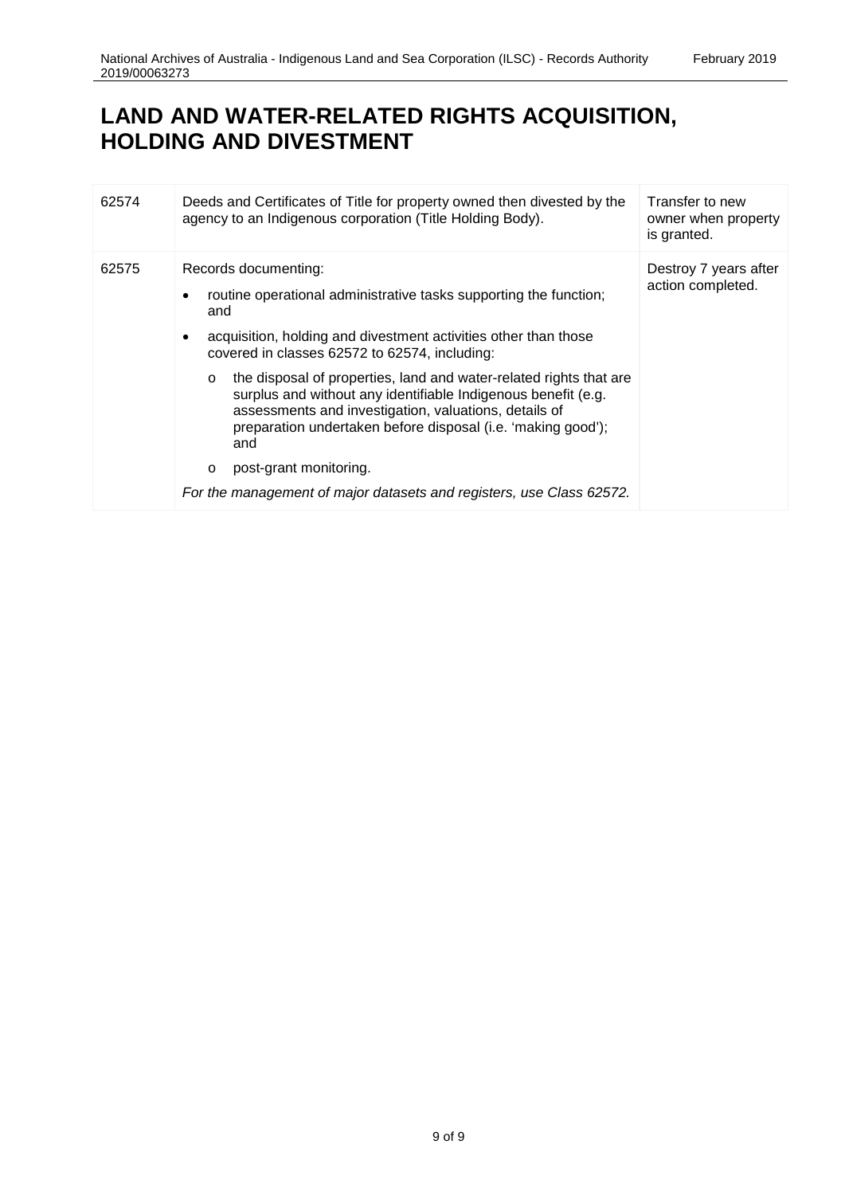# LAND AND WATER-RELATED RIGHTS ACQUISITION, HOLDING AND DIVESTMENT

| | | |
|---|---|---|
| 62574 | Deeds and Certificates of Title for property owned then divested by the agency to an Indigenous corporation (Title Holding Body). | Transfer to new owner when property is granted. |
| 62575 | Records documenting:<br>• routine operational administrative tasks supporting the function; and<br>• acquisition, holding and divestment activities other than those covered in classes 62572 to 62574, including:<br>  o the disposal of properties, land and water-related rights that are surplus and without any identifiable Indigenous benefit (e.g. assessments and investigation, valuations, details of preparation undertaken before disposal (i.e. 'making good'); and<br>  o post-grant monitoring.<br>*For the management of major datasets and registers, use Class 62572.* | Destroy 7 years after action completed. |